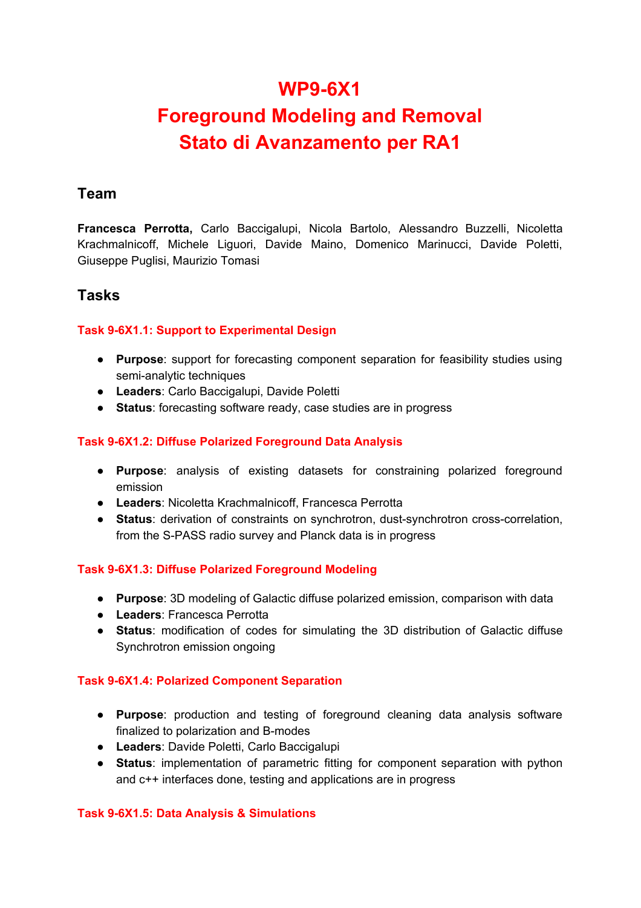# WP9-6X1
# Foreground Modeling and Removal
# Stato di Avanzamento per RA1

## Team

**Francesca Perrotta,** Carlo Baccigalupi, Nicola Bartolo, Alessandro Buzzelli, Nicoletta Krachmalnicoff, Michele Liguori, Davide Maino, Domenico Marinucci, Davide Poletti, Giuseppe Puglisi, Maurizio Tomasi

## Tasks

### Task 9-6X1.1: Support to Experimental Design

- **Purpose**: support for forecasting component separation for feasibility studies using semi-analytic techniques
- **Leaders**: Carlo Baccigalupi, Davide Poletti
- **Status**: forecasting software ready, case studies are in progress

### Task 9-6X1.2: Diffuse Polarized Foreground Data Analysis

- **Purpose**: analysis of existing datasets for constraining polarized foreground emission
- **Leaders**: Nicoletta Krachmalnicoff, Francesca Perrotta
- **Status**: derivation of constraints on synchrotron, dust-synchrotron cross-correlation, from the S-PASS radio survey and Planck data is in progress

### Task 9-6X1.3: Diffuse Polarized Foreground Modeling

- **Purpose**: 3D modeling of Galactic diffuse polarized emission, comparison with data
- **Leaders**: Francesca Perrotta
- **Status**: modification of codes for simulating the 3D distribution of Galactic diffuse Synchrotron emission ongoing

### Task 9-6X1.4: Polarized Component Separation

- **Purpose**: production and testing of foreground cleaning data analysis software finalized to polarization and B-modes
- **Leaders**: Davide Poletti, Carlo Baccigalupi
- **Status**: implementation of parametric fitting for component separation with python and c++ interfaces done, testing and applications are in progress

### Task 9-6X1.5: Data Analysis & Simulations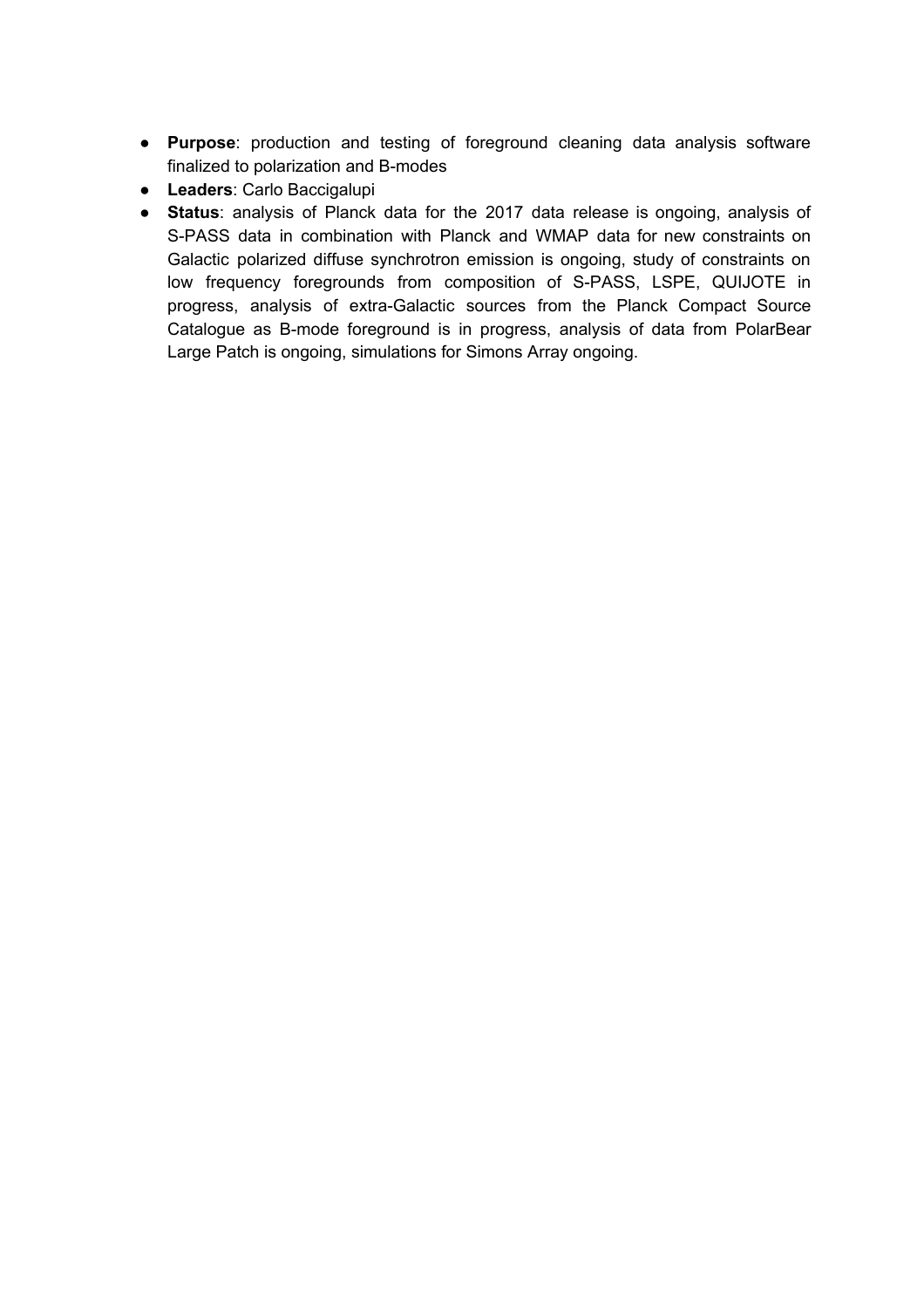- **Purpose**: production and testing of foreground cleaning data analysis software finalized to polarization and B-modes
- **Leaders**: Carlo Baccigalupi
- **Status**: analysis of Planck data for the 2017 data release is ongoing, analysis of S-PASS data in combination with Planck and WMAP data for new constraints on Galactic polarized diffuse synchrotron emission is ongoing, study of constraints on low frequency foregrounds from composition of S-PASS, LSPE, QUIJOTE in progress, analysis of extra-Galactic sources from the Planck Compact Source Catalogue as B-mode foreground is in progress, analysis of data from PolarBear Large Patch is ongoing, simulations for Simons Array ongoing.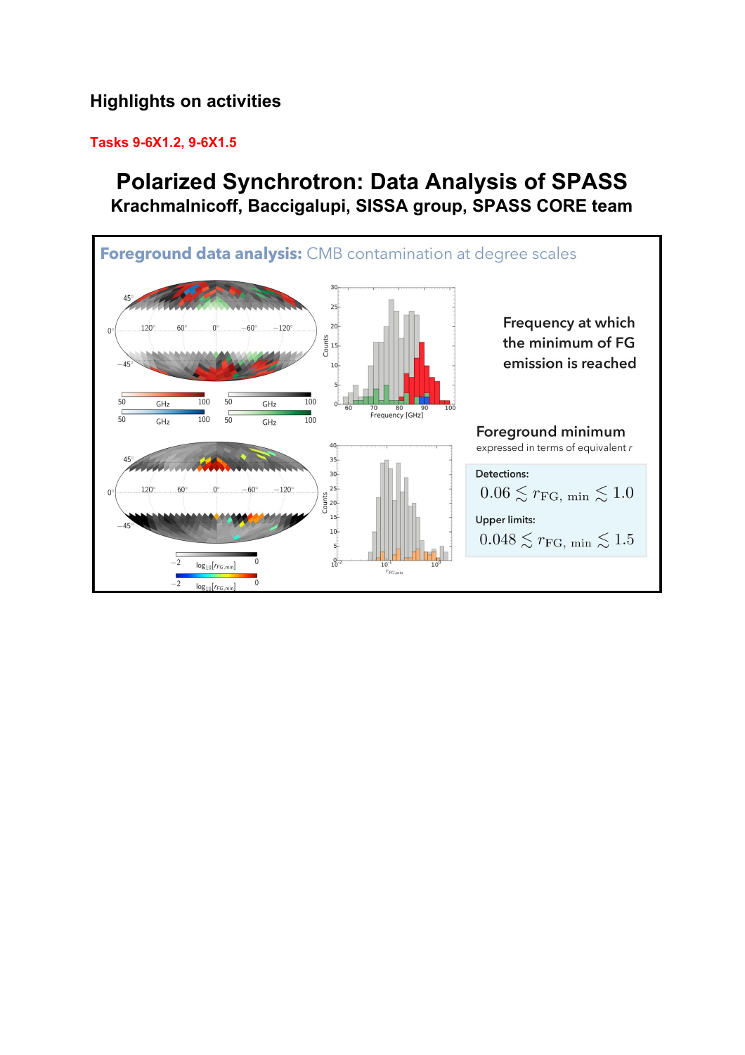## Highlights on activities

**Tasks 9-6X1.2, 9-6X1.5**

# Polarized Synchrotron: Data Analysis of SPASS

**Krachmalnicoff, Baccigalupi, SISSA group, SPASS CORE team**

**Foreground data analysis:** CMB contamination at degree scales

Frequency at which the minimum of FG emission is reached

Foreground minimum

expressed in terms of equivalent $r$

Detections:

$$0.06 \lesssim r_{\mathrm{FG,\ min}} \lesssim 1.0$$

Upper limits:

$$0.048 \lesssim r_{\mathrm{FG,\ min}} \lesssim 1.5$$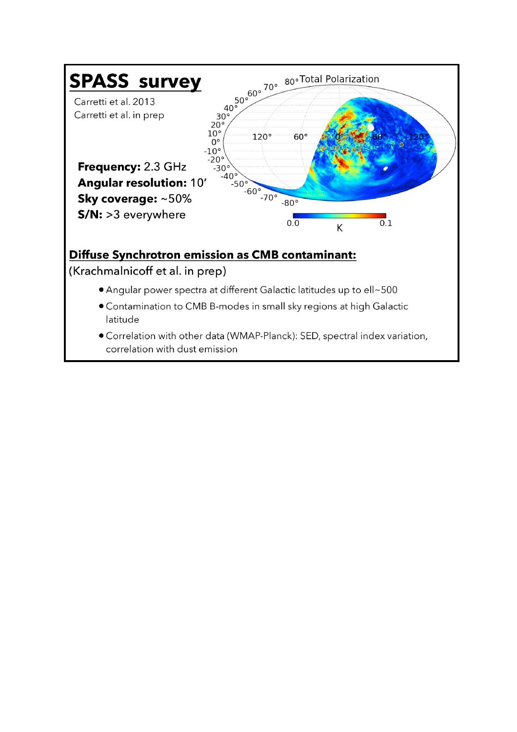# SPASS survey

Carretti et al. 2013
Carretti et al. in prep

**Frequency:** 2.3 GHz
**Angular resolution:** 10′
**Sky coverage:** ~50%
**S/N:** >3 everywhere

## Diffuse Synchrotron emission as CMB contaminant:

(Krachmalnicoff et al. in prep)

- Angular power spectra at different Galactic latitudes up to ell~500
- Contamination to CMB B-modes in small sky regions at high Galactic latitude
- Correlation with other data (WMAP-Planck): SED, spectral index variation, correlation with dust emission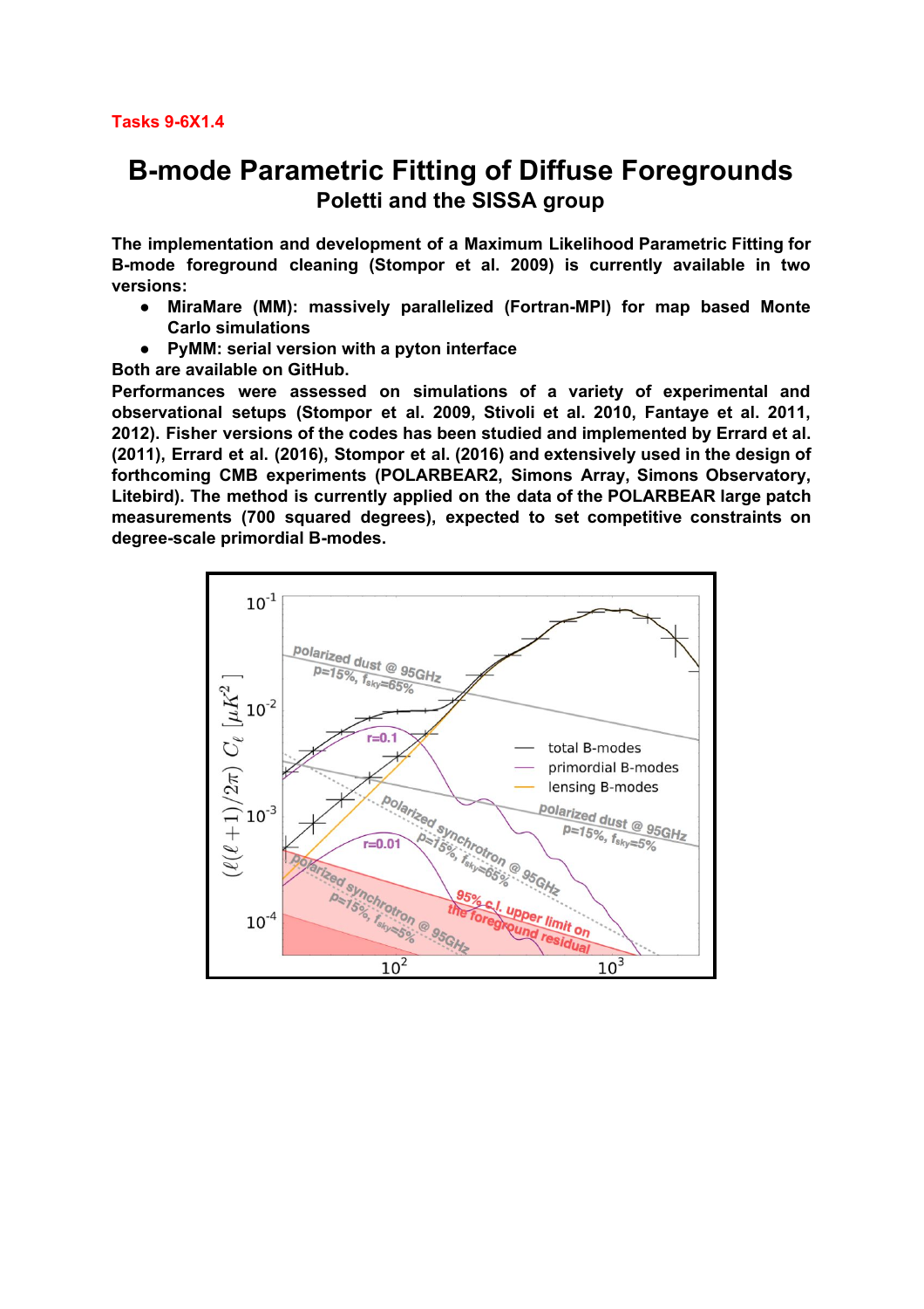Tasks 9-6X1.4

# B-mode Parametric Fitting of Diffuse Foregrounds

## Poletti and the SISSA group

**The implementation and development of a Maximum Likelihood Parametric Fitting for B-mode foreground cleaning (Stompor et al. 2009) is currently available in two versions:**

- **MiraMare (MM): massively parallelized (Fortran-MPI) for map based Monte Carlo simulations**
- **PyMM: serial version with a pyton interface**

**Both are available on GitHub.**

**Performances were assessed on simulations of a variety of experimental and observational setups (Stompor et al. 2009, Stivoli et al. 2010, Fantaye et al. 2011, 2012). Fisher versions of the codes has been studied and implemented by Errard et al. (2011), Errard et al. (2016), Stompor et al. (2016) and extensively used in the design of forthcoming CMB experiments (POLARBEAR2, Simons Array, Simons Observatory, Litebird). The method is currently applied on the data of the POLARBEAR large patch measurements (700 squared degrees), expected to set competitive constraints on degree-scale primordial B-modes.**

$10^{-1}$
$10^{-2}$
$10^{-3}$
$10^{-4}$
$(\ell(\ell+1)/2\pi)\ C_\ell\ [\mu K^2]$
$10^{2}$
$10^{3}$

polarized dust @ 95GHz
p=15%, $f_{sky}$=65%

r=0.1

total B-modes
primordial B-modes
lensing B-modes

polarized synchrotron @ 95GHz
p=15%, $f_{sky}$=65%

polarized dust @ 95GHz
p=15%, $f_{sky}$=5%

r=0.01

polarized synchrotron @ 95GHz
p=15%, $f_{sky}$=5%

95% c.l. upper limit on the foreground residual